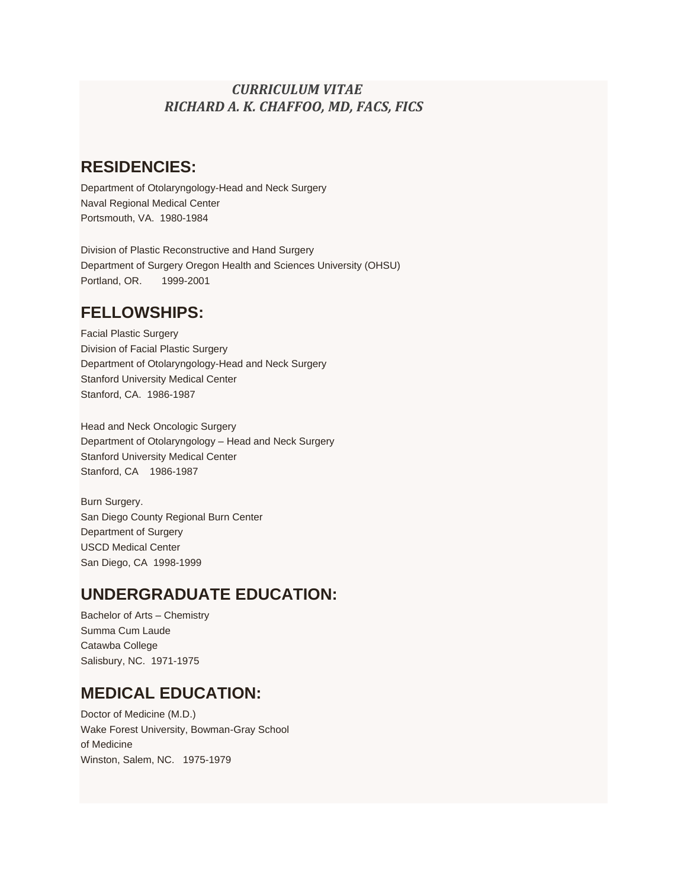*CURRICULUM VITAE*
*RICHARD A. K. CHAFFOO, MD, FACS, FICS*

## RESIDENCIES:

Department of Otolaryngology-Head and Neck Surgery
Naval Regional Medical Center
Portsmouth, VA. 1980-1984

Division of Plastic Reconstructive and Hand Surgery
Department of Surgery Oregon Health and Sciences University (OHSU)
Portland, OR. 1999-2001

## FELLOWSHIPS:

Facial Plastic Surgery
Division of Facial Plastic Surgery
Department of Otolaryngology-Head and Neck Surgery
Stanford University Medical Center
Stanford, CA. 1986-1987

Head and Neck Oncologic Surgery
Department of Otolaryngology – Head and Neck Surgery
Stanford University Medical Center
Stanford, CA 1986-1987

Burn Surgery.
San Diego County Regional Burn Center
Department of Surgery
USCD Medical Center
San Diego, CA 1998-1999

## UNDERGRADUATE EDUCATION:

Bachelor of Arts – Chemistry
Summa Cum Laude
Catawba College
Salisbury, NC. 1971-1975

## MEDICAL EDUCATION:

Doctor of Medicine (M.D.)
Wake Forest University, Bowman-Gray School
of Medicine
Winston, Salem, NC. 1975-1979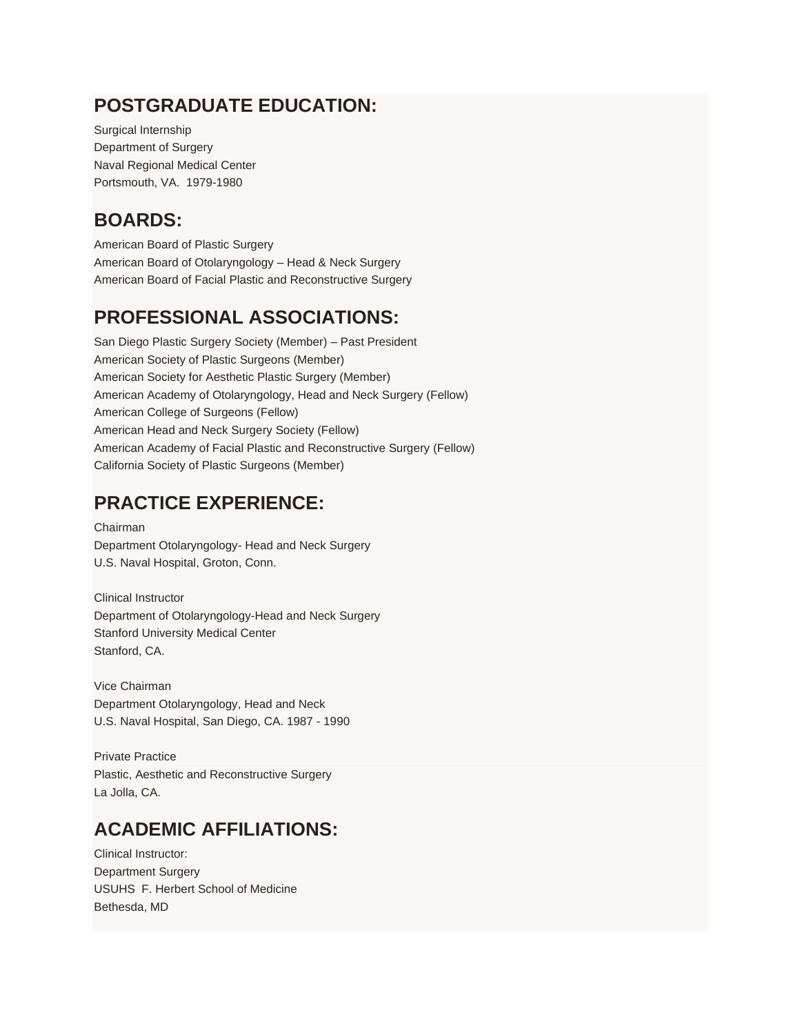## POSTGRADUATE EDUCATION:

Surgical Internship
Department of Surgery
Naval Regional Medical Center
Portsmouth, VA. 1979-1980

## BOARDS:

American Board of Plastic Surgery
American Board of Otolaryngology – Head & Neck Surgery
American Board of Facial Plastic and Reconstructive Surgery

## PROFESSIONAL ASSOCIATIONS:

San Diego Plastic Surgery Society (Member) – Past President
American Society of Plastic Surgeons (Member)
American Society for Aesthetic Plastic Surgery (Member)
American Academy of Otolaryngology, Head and Neck Surgery (Fellow)
American College of Surgeons (Fellow)
American Head and Neck Surgery Society (Fellow)
American Academy of Facial Plastic and Reconstructive Surgery (Fellow)
California Society of Plastic Surgeons (Member)

## PRACTICE EXPERIENCE:

Chairman
Department Otolaryngology- Head and Neck Surgery
U.S. Naval Hospital, Groton, Conn.

Clinical Instructor
Department of Otolaryngology-Head and Neck Surgery
Stanford University Medical Center
Stanford, CA.

Vice Chairman
Department Otolaryngology, Head and Neck
U.S. Naval Hospital, San Diego, CA. 1987 - 1990

Private Practice
Plastic, Aesthetic and Reconstructive Surgery
La Jolla, CA.

## ACADEMIC AFFILIATIONS:

Clinical Instructor:
Department Surgery
USUHS F. Herbert School of Medicine
Bethesda, MD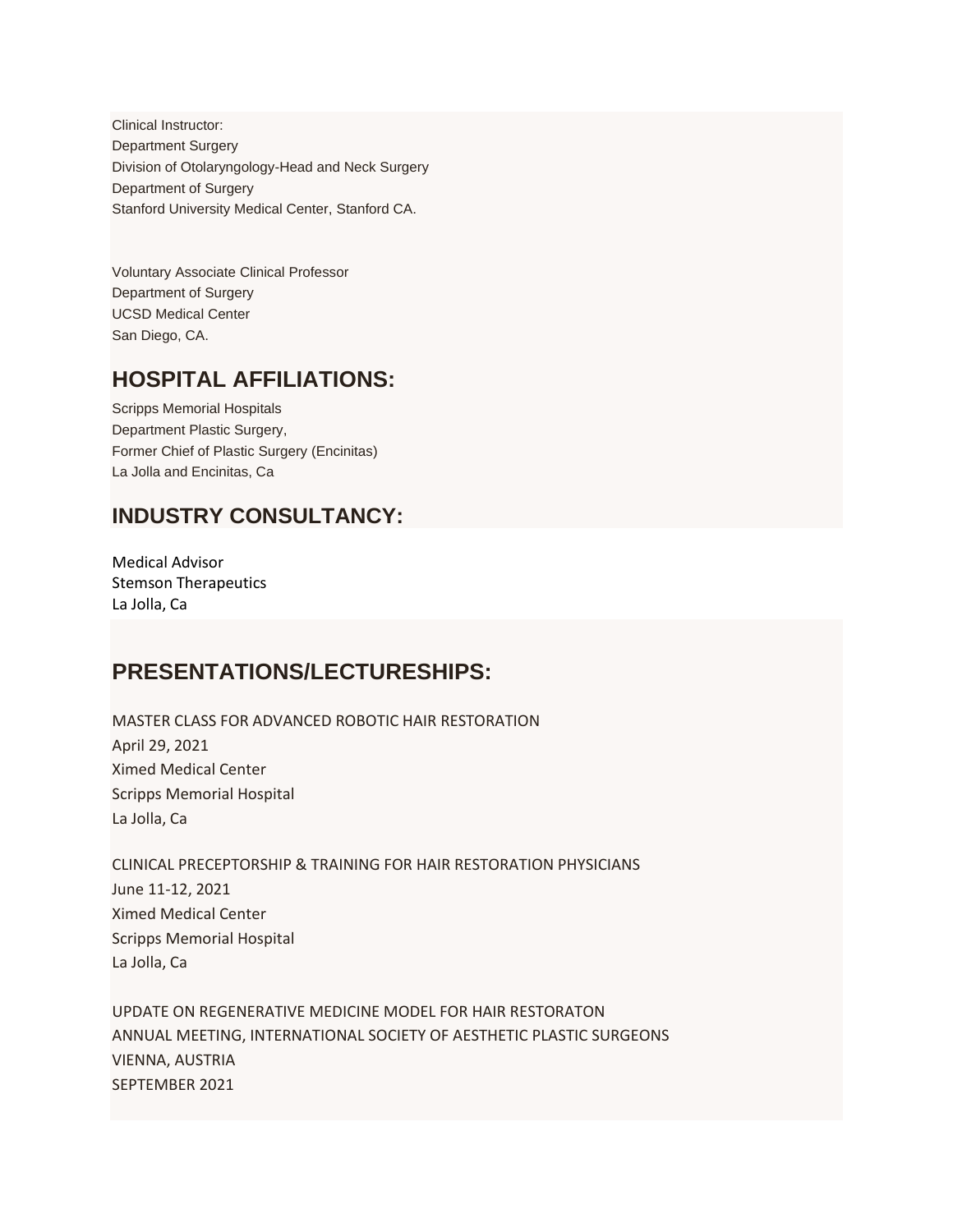Clinical Instructor:
Department Surgery
Division of Otolaryngology-Head and Neck Surgery
Department of Surgery
Stanford University Medical Center, Stanford CA.

Voluntary Associate Clinical Professor
Department of Surgery
UCSD Medical Center
San Diego, CA.

## HOSPITAL AFFILIATIONS:

Scripps Memorial Hospitals
Department Plastic Surgery,
Former Chief of Plastic Surgery (Encinitas)
La Jolla and Encinitas, Ca

## INDUSTRY CONSULTANCY:

Medical Advisor
Stemson Therapeutics
La Jolla, Ca

## PRESENTATIONS/LECTURESHIPS:

MASTER CLASS FOR ADVANCED ROBOTIC HAIR RESTORATION
April 29, 2021
Ximed Medical Center
Scripps Memorial Hospital
La Jolla, Ca

CLINICAL PRECEPTORSHIP & TRAINING FOR HAIR RESTORATION PHYSICIANS
June 11-12, 2021
Ximed Medical Center
Scripps Memorial Hospital
La Jolla, Ca

UPDATE ON REGENERATIVE MEDICINE MODEL FOR HAIR RESTORATON
ANNUAL MEETING, INTERNATIONAL SOCIETY OF AESTHETIC PLASTIC SURGEONS
VIENNA, AUSTRIA
SEPTEMBER 2021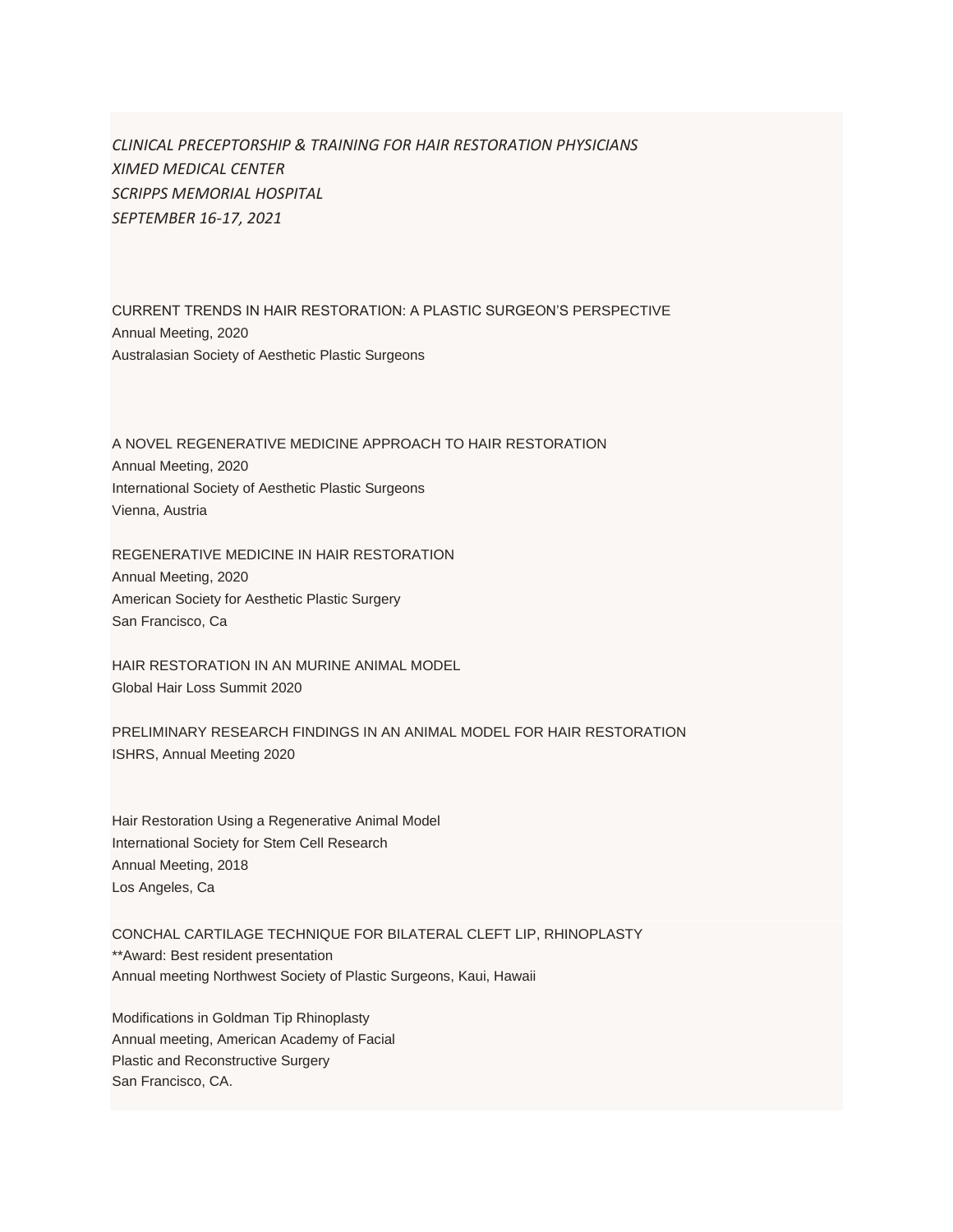*CLINICAL PRECEPTORSHIP & TRAINING FOR HAIR RESTORATION PHYSICIANS*
*XIMED MEDICAL CENTER*
*SCRIPPS MEMORIAL HOSPITAL*
*SEPTEMBER 16-17, 2021*

CURRENT TRENDS IN HAIR RESTORATION: A PLASTIC SURGEON'S PERSPECTIVE
Annual Meeting, 2020
Australasian Society of Aesthetic Plastic Surgeons

A NOVEL REGENERATIVE MEDICINE APPROACH TO HAIR RESTORATION
Annual Meeting, 2020
International Society of Aesthetic Plastic Surgeons
Vienna, Austria

REGENERATIVE MEDICINE IN HAIR RESTORATION
Annual Meeting, 2020
American Society for Aesthetic Plastic Surgery
San Francisco, Ca

HAIR RESTORATION IN AN MURINE ANIMAL MODEL
Global Hair Loss Summit 2020

PRELIMINARY RESEARCH FINDINGS IN AN ANIMAL MODEL FOR HAIR RESTORATION
ISHRS, Annual Meeting 2020

Hair Restoration Using a Regenerative Animal Model
International Society for Stem Cell Research
Annual Meeting, 2018
Los Angeles, Ca

CONCHAL CARTILAGE TECHNIQUE FOR BILATERAL CLEFT LIP, RHINOPLASTY
**Award: Best resident presentation
Annual meeting Northwest Society of Plastic Surgeons, Kaui, Hawaii

Modifications in Goldman Tip Rhinoplasty
Annual meeting, American Academy of Facial
Plastic and Reconstructive Surgery
San Francisco, CA.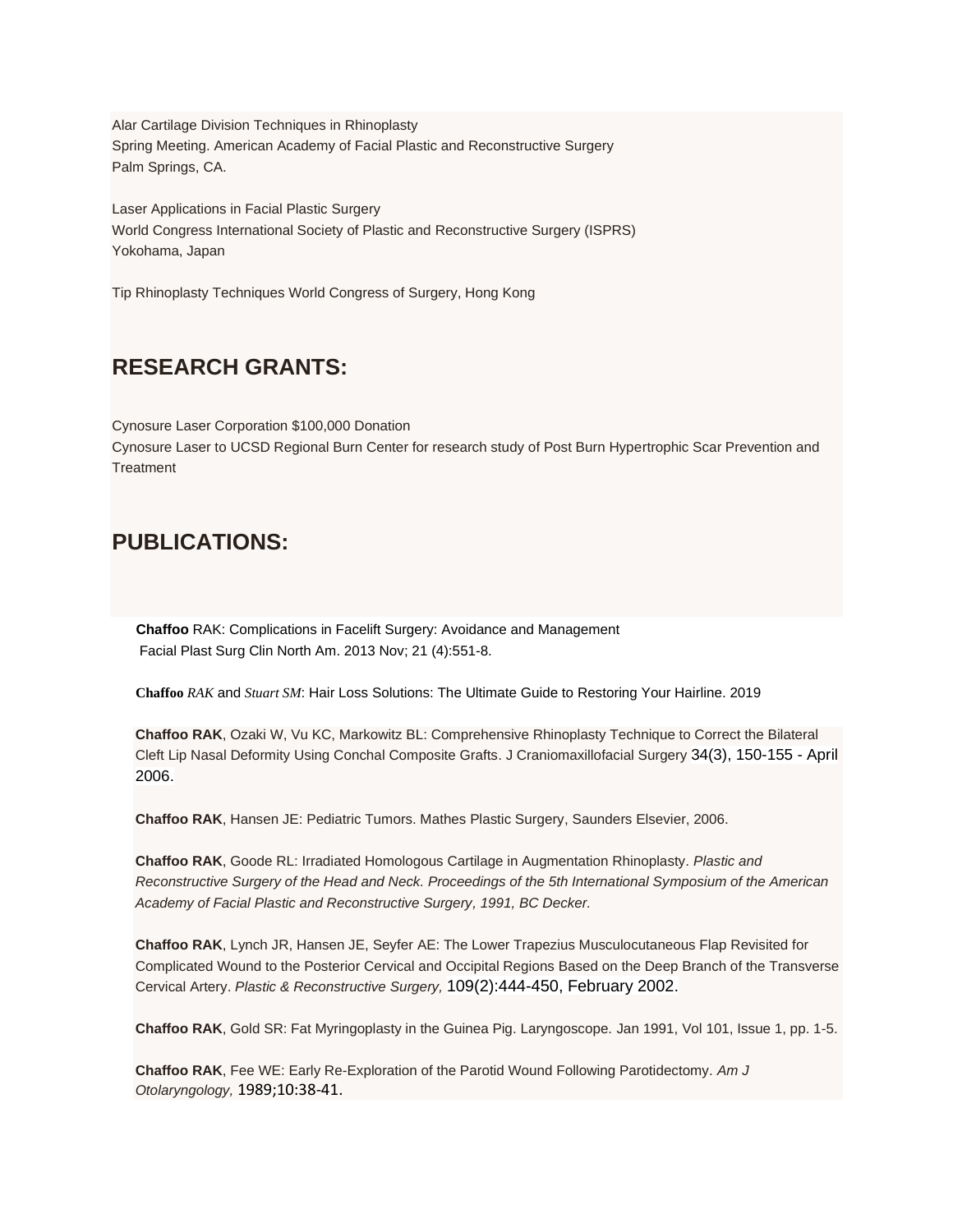Alar Cartilage Division Techniques in Rhinoplasty
Spring Meeting. American Academy of Facial Plastic and Reconstructive Surgery
Palm Springs, CA.

Laser Applications in Facial Plastic Surgery
World Congress International Society of Plastic and Reconstructive Surgery (ISPRS)
Yokohama, Japan

Tip Rhinoplasty Techniques World Congress of Surgery, Hong Kong

## RESEARCH GRANTS:

Cynosure Laser Corporation $100,000 Donation
Cynosure Laser to UCSD Regional Burn Center for research study of Post Burn Hypertrophic Scar Prevention and Treatment

## PUBLICATIONS:

**Chaffoo** RAK: Complications in Facelift Surgery: Avoidance and Management
Facial Plast Surg Clin North Am. 2013 Nov; 21 (4):551-8.

**Chaffoo** *RAK* and *Stuart SM*: Hair Loss Solutions: The Ultimate Guide to Restoring Your Hairline. 2019

**Chaffoo RAK**, Ozaki W, Vu KC, Markowitz BL: Comprehensive Rhinoplasty Technique to Correct the Bilateral Cleft Lip Nasal Deformity Using Conchal Composite Grafts. J Craniomaxillofacial Surgery 34(3), 150-155 - April 2006.

**Chaffoo RAK**, Hansen JE: Pediatric Tumors. Mathes Plastic Surgery, Saunders Elsevier, 2006.

**Chaffoo RAK**, Goode RL: Irradiated Homologous Cartilage in Augmentation Rhinoplasty. *Plastic and Reconstructive Surgery of the Head and Neck. Proceedings of the 5th International Symposium of the American Academy of Facial Plastic and Reconstructive Surgery, 1991, BC Decker.*

**Chaffoo RAK**, Lynch JR, Hansen JE, Seyfer AE: The Lower Trapezius Musculocutaneous Flap Revisited for Complicated Wound to the Posterior Cervical and Occipital Regions Based on the Deep Branch of the Transverse Cervical Artery. *Plastic & Reconstructive Surgery,* 109(2):444-450, February 2002.

**Chaffoo RAK**, Gold SR: Fat Myringoplasty in the Guinea Pig. Laryngoscope. Jan 1991, Vol 101, Issue 1, pp. 1-5.

**Chaffoo RAK**, Fee WE: Early Re-Exploration of the Parotid Wound Following Parotidectomy. *Am J Otolaryngology,* 1989;10:38-41.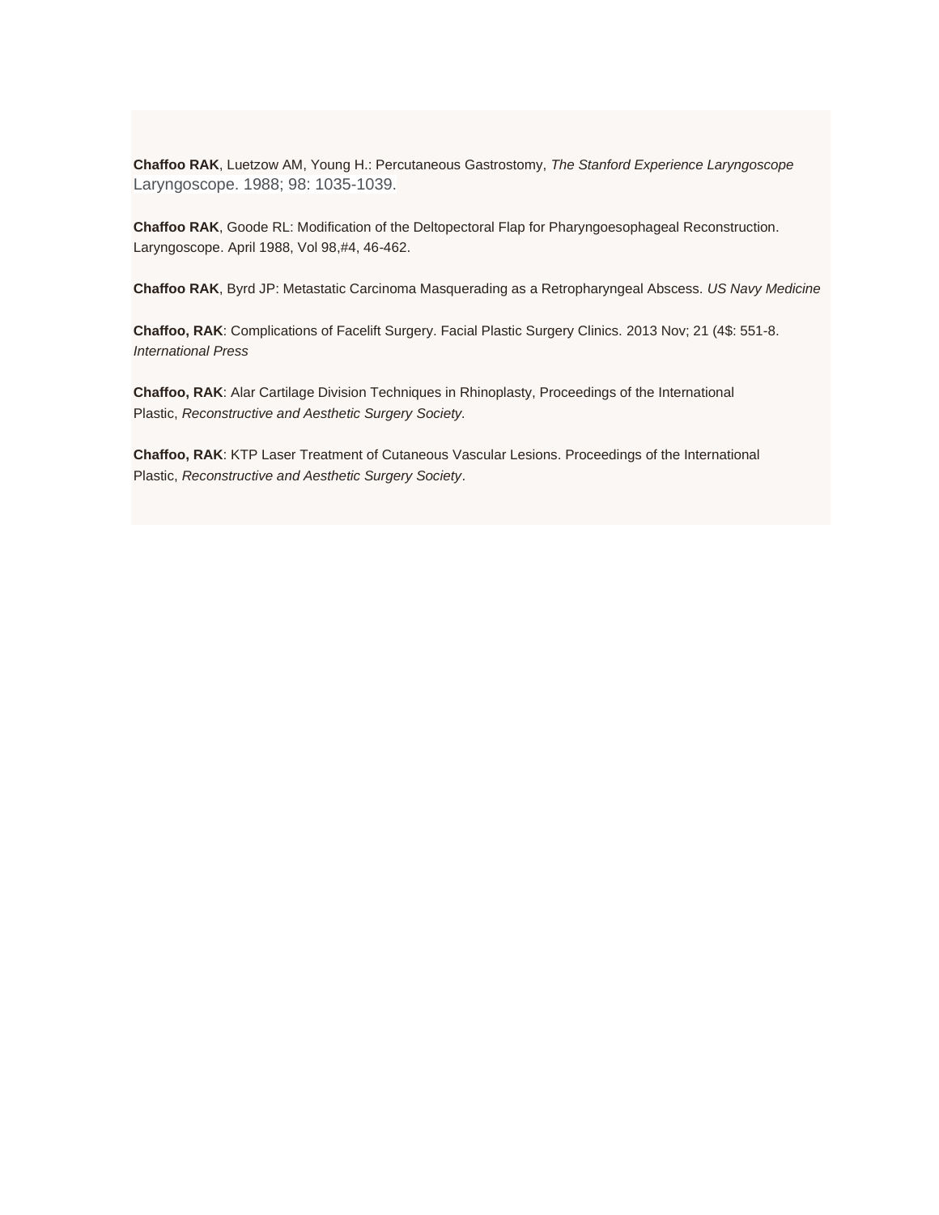**Chaffoo RAK**, Luetzow AM, Young H.: Percutaneous Gastrostomy, *The Stanford Experience Laryngoscope* Laryngoscope. 1988; 98: 1035-1039.

**Chaffoo RAK**, Goode RL: Modification of the Deltopectoral Flap for Pharyngoesophageal Reconstruction. Laryngoscope. April 1988, Vol 98,#4, 46-462.

**Chaffoo RAK**, Byrd JP: Metastatic Carcinoma Masquerading as a Retropharyngeal Abscess. *US Navy Medicine*

**Chaffoo, RAK**: Complications of Facelift Surgery. Facial Plastic Surgery Clinics. 2013 Nov; 21 (4$: 551-8. *International Press*

**Chaffoo, RAK**: Alar Cartilage Division Techniques in Rhinoplasty, Proceedings of the International Plastic, *Reconstructive and Aesthetic Surgery Society.*

**Chaffoo, RAK**: KTP Laser Treatment of Cutaneous Vascular Lesions. Proceedings of the International Plastic, *Reconstructive and Aesthetic Surgery Society*.